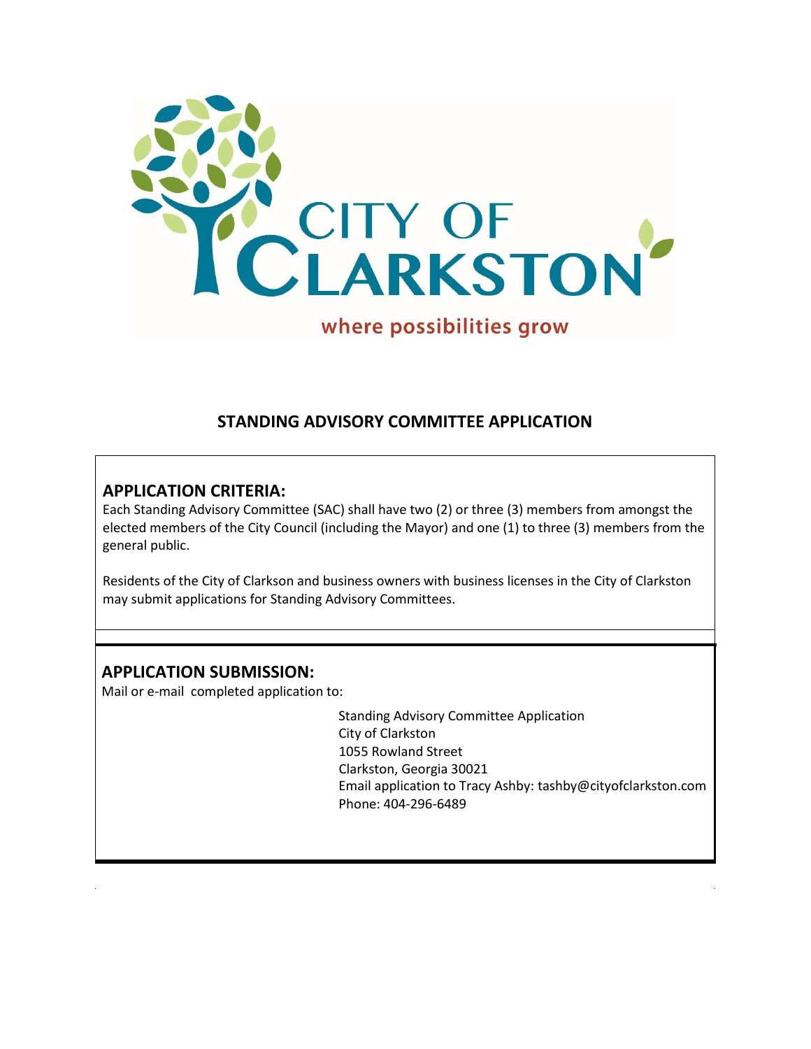CITY OF CLARKSTON

where possibilities grow

# STANDING ADVISORY COMMITTEE APPLICATION

## APPLICATION CRITERIA:

Each Standing Advisory Committee (SAC) shall have two (2) or three (3) members from amongst the elected members of the City Council (including the Mayor) and one (1) to three (3) members from the general public.

Residents of the City of Clarkson and business owners with business licenses in the City of Clarkston may submit applications for Standing Advisory Committees.

## APPLICATION SUBMISSION:

Mail or e-mail completed application to:

Standing Advisory Committee Application
City of Clarkston
1055 Rowland Street
Clarkston, Georgia 30021
Email application to Tracy Ashby: tashby@cityofclarkston.com
Phone: 404-296-6489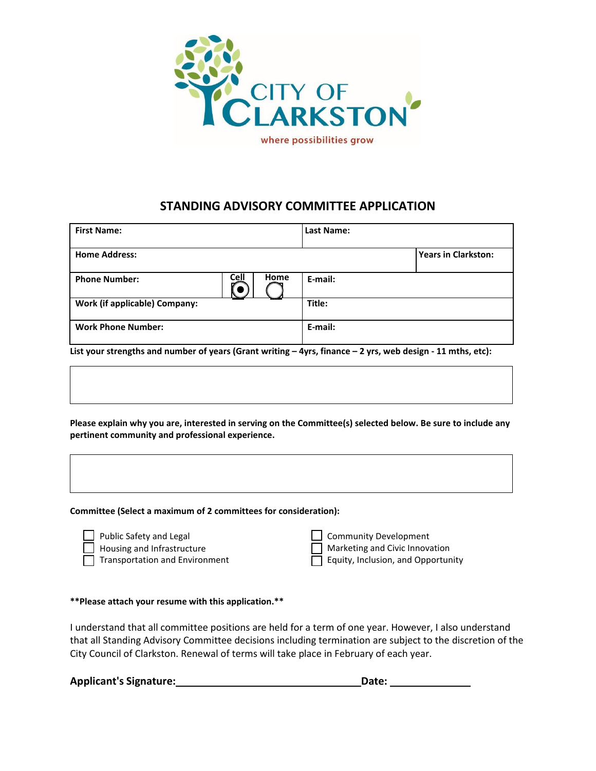CITY OF CLARKSTON

where possibilities grow

## STANDING ADVISORY COMMITTEE APPLICATION

| **First Name:** | | | **Last Name:** | |
|---|---|---|---|---|
| **Home Address:** | | | | **Years in Clarkston:** |
| **Phone Number:** | Cell ◉ | Home ○ | **E-mail:** | |
| **Work (if applicable) Company:** | | | **Title:** | |
| **Work Phone Number:** | | | **E-mail:** | |

**List your strengths and number of years (Grant writing – 4yrs, finance – 2 yrs, web design - 11 mths, etc):**

**Please explain why you are, interested in serving on the Committee(s) selected below. Be sure to include any pertinent community and professional experience.**

**Committee (Select a maximum of 2 committees for consideration):**

- ☐ Public Safety and Legal
- ☐ Housing and Infrastructure
- ☐ Transportation and Environment
- ☐ Community Development
- ☐ Marketing and Civic Innovation
- ☐ Equity, Inclusion, and Opportunity

**\*\*Please attach your resume with this application.\*\***

I understand that all committee positions are held for a term of one year. However, I also understand that all Standing Advisory Committee decisions including termination are subject to the discretion of the City Council of Clarkston. Renewal of terms will take place in February of each year.

**Applicant's Signature:**\_\_\_\_\_\_\_\_\_\_\_\_\_\_\_\_\_\_\_\_\_\_\_\_\_\_\_\_\_\_\_\_ **Date:** \_\_\_\_\_\_\_\_\_\_\_\_\_\_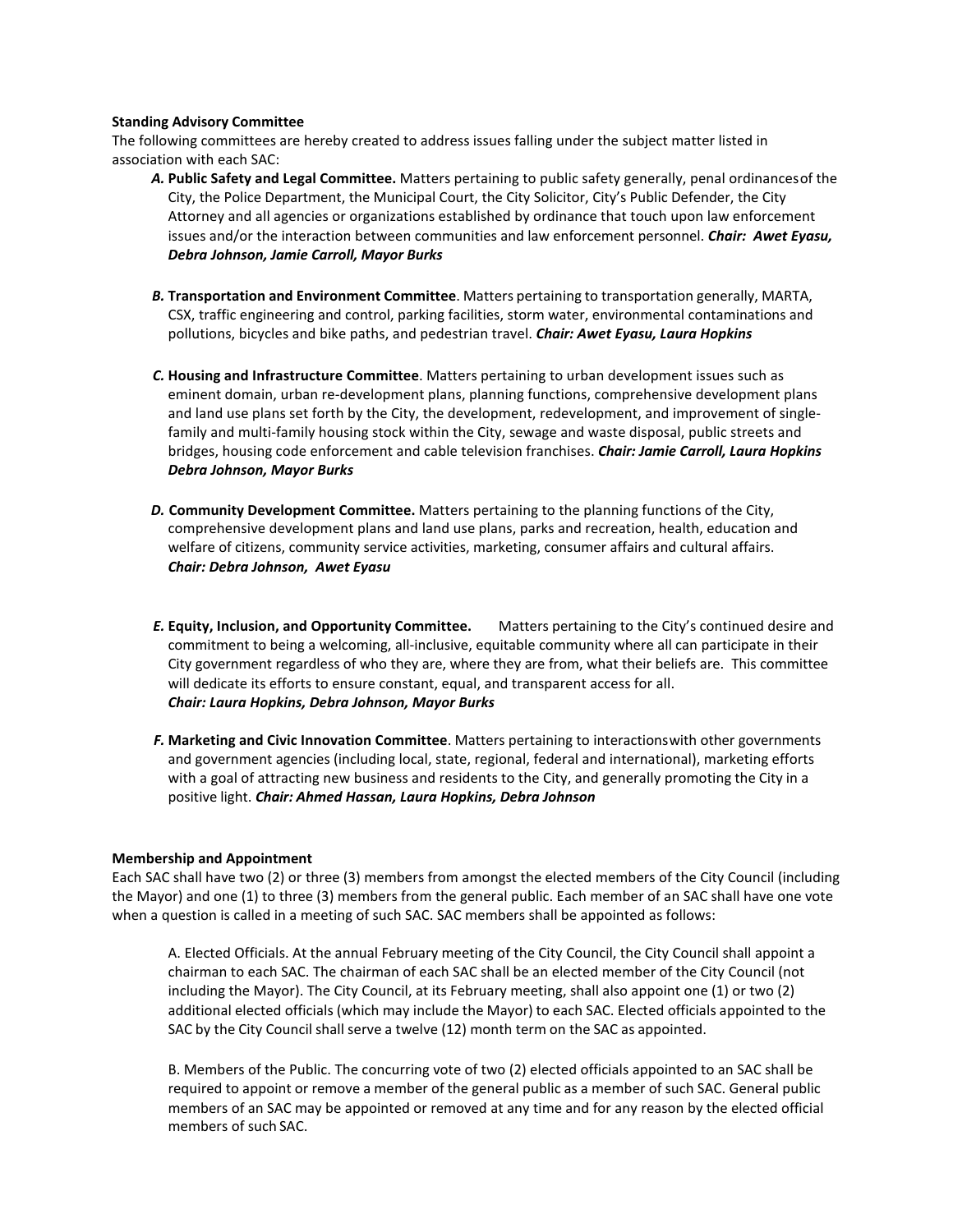**Standing Advisory Committee**

The following committees are hereby created to address issues falling under the subject matter listed in association with each SAC:

*A.* **Public Safety and Legal Committee.** Matters pertaining to public safety generally, penal ordinances of the City, the Police Department, the Municipal Court, the City Solicitor, City's Public Defender, the City Attorney and all agencies or organizations established by ordinance that touch upon law enforcement issues and/or the interaction between communities and law enforcement personnel. ***Chair: Awet Eyasu, Debra Johnson, Jamie Carroll, Mayor Burks***

*B.* **Transportation and Environment Committee**. Matters pertaining to transportation generally, MARTA, CSX, traffic engineering and control, parking facilities, storm water, environmental contaminations and pollutions, bicycles and bike paths, and pedestrian travel. ***Chair: Awet Eyasu, Laura Hopkins***

*C.* **Housing and Infrastructure Committee**. Matters pertaining to urban development issues such as eminent domain, urban re-development plans, planning functions, comprehensive development plans and land use plans set forth by the City, the development, redevelopment, and improvement of single-family and multi-family housing stock within the City, sewage and waste disposal, public streets and bridges, housing code enforcement and cable television franchises. ***Chair: Jamie Carroll, Laura Hopkins Debra Johnson, Mayor Burks***

*D.* **Community Development Committee.** Matters pertaining to the planning functions of the City, comprehensive development plans and land use plans, parks and recreation, health, education and welfare of citizens, community service activities, marketing, consumer affairs and cultural affairs. ***Chair: Debra Johnson, Awet Eyasu***

*E.* **Equity, Inclusion, and Opportunity Committee.** Matters pertaining to the City's continued desire and commitment to being a welcoming, all-inclusive, equitable community where all can participate in their City government regardless of who they are, where they are from, what their beliefs are. This committee will dedicate its efforts to ensure constant, equal, and transparent access for all. ***Chair: Laura Hopkins, Debra Johnson, Mayor Burks***

*F.* **Marketing and Civic Innovation Committee**. Matters pertaining to interactions with other governments and government agencies (including local, state, regional, federal and international), marketing efforts with a goal of attracting new business and residents to the City, and generally promoting the City in a positive light. ***Chair: Ahmed Hassan, Laura Hopkins, Debra Johnson***

**Membership and Appointment**

Each SAC shall have two (2) or three (3) members from amongst the elected members of the City Council (including the Mayor) and one (1) to three (3) members from the general public. Each member of an SAC shall have one vote when a question is called in a meeting of such SAC. SAC members shall be appointed as follows:

A. Elected Officials. At the annual February meeting of the City Council, the City Council shall appoint a chairman to each SAC. The chairman of each SAC shall be an elected member of the City Council (not including the Mayor). The City Council, at its February meeting, shall also appoint one (1) or two (2) additional elected officials (which may include the Mayor) to each SAC. Elected officials appointed to the SAC by the City Council shall serve a twelve (12) month term on the SAC as appointed.

B. Members of the Public. The concurring vote of two (2) elected officials appointed to an SAC shall be required to appoint or remove a member of the general public as a member of such SAC. General public members of an SAC may be appointed or removed at any time and for any reason by the elected official members of such SAC.